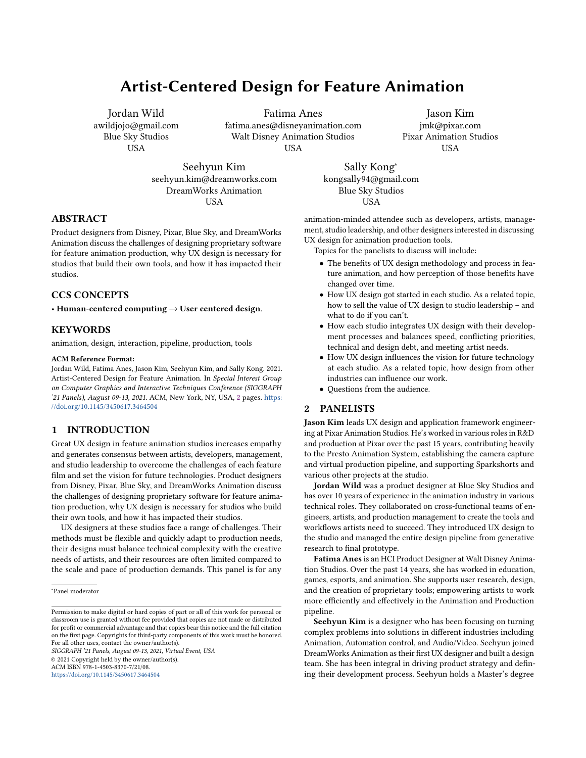# Artist-Centered Design for Feature Animation

Jordan Wild
awildjojo@gmail.com
Blue Sky Studios
USA

Fatima Anes
fatima.anes@disneyanimation.com
Walt Disney Animation Studios
USA

Jason Kim
jmk@pixar.com
Pixar Animation Studios
USA

Seehyun Kim
seehyun.kim@dreamworks.com
DreamWorks Animation
USA

Sally Kong*
kongsally94@gmail.com
Blue Sky Studios
USA

## ABSTRACT

Product designers from Disney, Pixar, Blue Sky, and DreamWorks Animation discuss the challenges of designing proprietary software for feature animation production, why UX design is necessary for studios that build their own tools, and how it has impacted their studios.

## CCS CONCEPTS

• **Human-centered computing** → **User centered design**.

## KEYWORDS

animation, design, interaction, pipeline, production, tools

**ACM Reference Format:**
Jordan Wild, Fatima Anes, Jason Kim, Seehyun Kim, and Sally Kong. 2021. Artist-Centered Design for Feature Animation. In *Special Interest Group on Computer Graphics and Interactive Techniques Conference (SIGGRAPH '21 Panels), August 09-13, 2021.* ACM, New York, NY, USA, 2 pages. https://doi.org/10.1145/3450617.3464504

## 1 INTRODUCTION

Great UX design in feature animation studios increases empathy and generates consensus between artists, developers, management, and studio leadership to overcome the challenges of each feature film and set the vision for future technologies. Product designers from Disney, Pixar, Blue Sky, and DreamWorks Animation discuss the challenges of designing proprietary software for feature animation production, why UX design is necessary for studios who build their own tools, and how it has impacted their studios.

UX designers at these studios face a range of challenges. Their methods must be flexible and quickly adapt to production needs, their designs must balance technical complexity with the creative needs of artists, and their resources are often limited compared to the scale and pace of production demands. This panel is for any animation-minded attendee such as developers, artists, management, studio leadership, and other designers interested in discussing UX design for animation production tools.

Topics for the panelists to discuss will include:

- The benefits of UX design methodology and process in feature animation, and how perception of those benefits have changed over time.
- How UX design got started in each studio. As a related topic, how to sell the value of UX design to studio leadership – and what to do if you can't.
- How each studio integrates UX design with their development processes and balances speed, conflicting priorities, technical and design debt, and meeting artist needs.
- How UX design influences the vision for future technology at each studio. As a related topic, how design from other industries can influence our work.
- Questions from the audience.

## 2 PANELISTS

**Jason Kim** leads UX design and application framework engineering at Pixar Animation Studios. He's worked in various roles in R&D and production at Pixar over the past 15 years, contributing heavily to the Presto Animation System, establishing the camera capture and virtual production pipeline, and supporting Sparkshorts and various other projects at the studio.

**Jordan Wild** was a product designer at Blue Sky Studios and has over 10 years of experience in the animation industry in various technical roles. They collaborated on cross-functional teams of engineers, artists, and production management to create the tools and workflows artists need to succeed. They introduced UX design to the studio and managed the entire design pipeline from generative research to final prototype.

**Fatima Anes** is an HCI Product Designer at Walt Disney Animation Studios. Over the past 14 years, she has worked in education, games, esports, and animation. She supports user research, design, and the creation of proprietary tools; empowering artists to work more efficiently and effectively in the Animation and Production pipeline.

**Seehyun Kim** is a designer who has been focusing on turning complex problems into solutions in different industries including Animation, Automation control, and Audio/Video. Seehyun joined DreamWorks Animation as their first UX designer and built a design team. She has been integral in driving product strategy and defining their development process. Seehyun holds a Master's degree

---

*Panel moderator

Permission to make digital or hard copies of part or all of this work for personal or classroom use is granted without fee provided that copies are not made or distributed for profit or commercial advantage and that copies bear this notice and the full citation on the first page. Copyrights for third-party components of this work must be honored. For all other uses, contact the owner/author(s).
*SIGGRAPH '21 Panels, August 09-13, 2021, Virtual Event, USA*
© 2021 Copyright held by the owner/author(s).
ACM ISBN 978-1-4503-8370-7/21/08.
https://doi.org/10.1145/3450617.3464504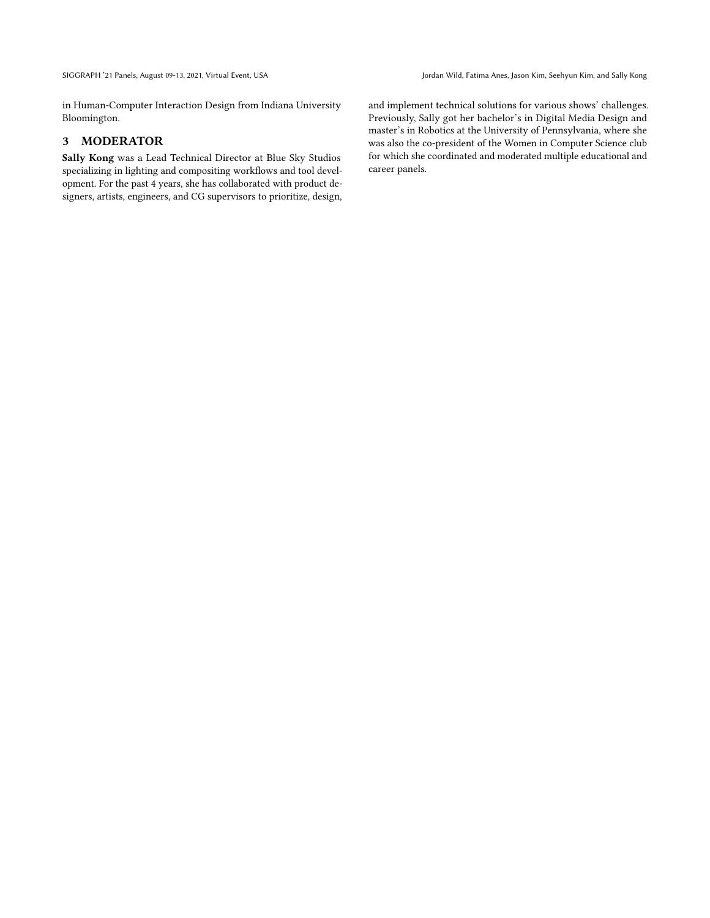in Human-Computer Interaction Design from Indiana University Bloomington.

## 3 MODERATOR

**Sally Kong** was a Lead Technical Director at Blue Sky Studios specializing in lighting and compositing workflows and tool development. For the past 4 years, she has collaborated with product designers, artists, engineers, and CG supervisors to prioritize, design, and implement technical solutions for various shows' challenges. Previously, Sally got her bachelor's in Digital Media Design and master's in Robotics at the University of Pennsylvania, where she was also the co-president of the Women in Computer Science club for which she coordinated and moderated multiple educational and career panels.